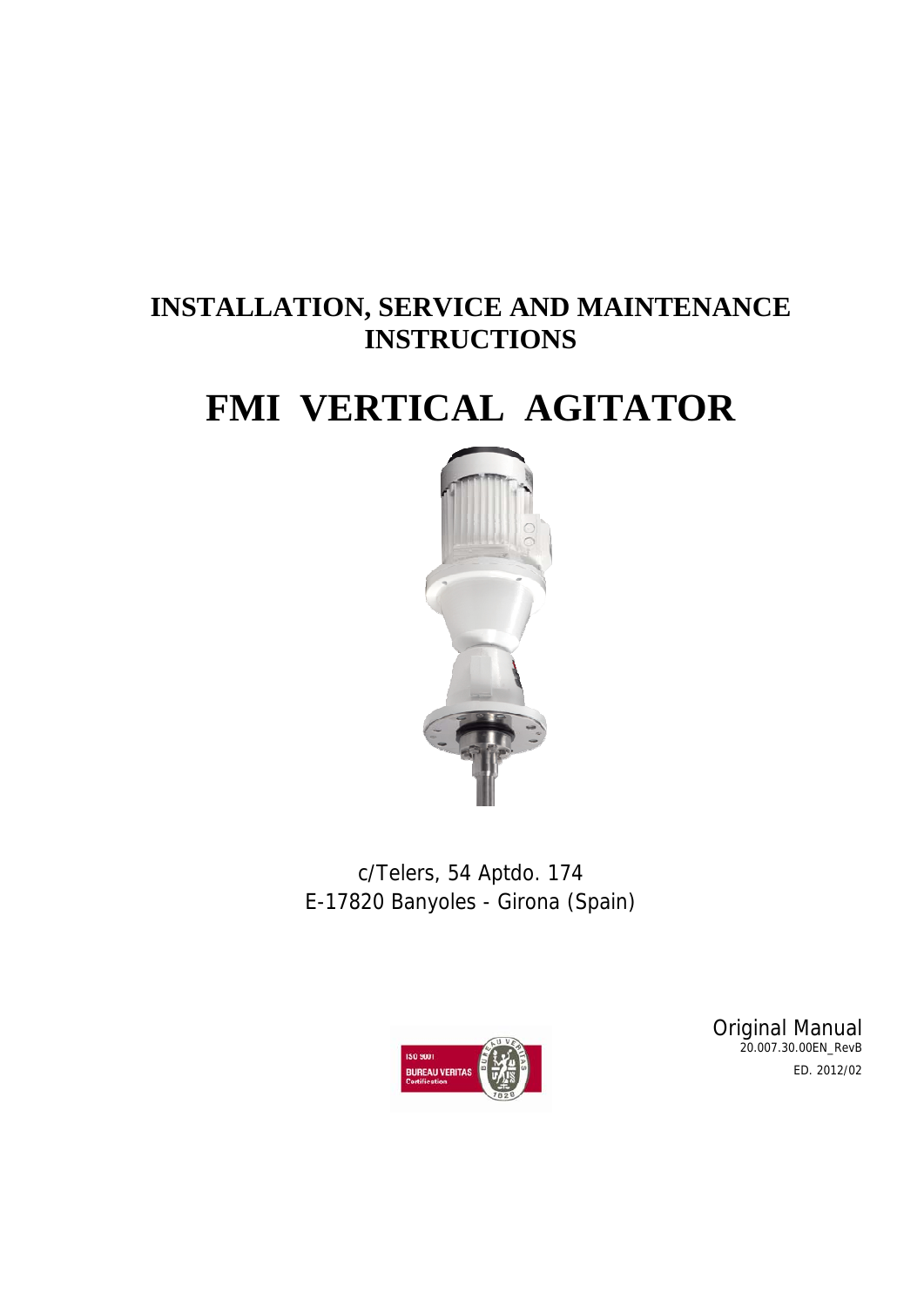# INSTALLATION, SERVICE AND MAINTENANCE INSTRUCTIONS

# FMI VERTICAL AGITATOR

c/Telers, 54 Aptdo. 174
E-17820 Banyoles - Girona (Spain)

ISO 9001
BUREAU VERITAS
Certification

Original Manual
20.007.30.00EN_RevB
ED. 2012/02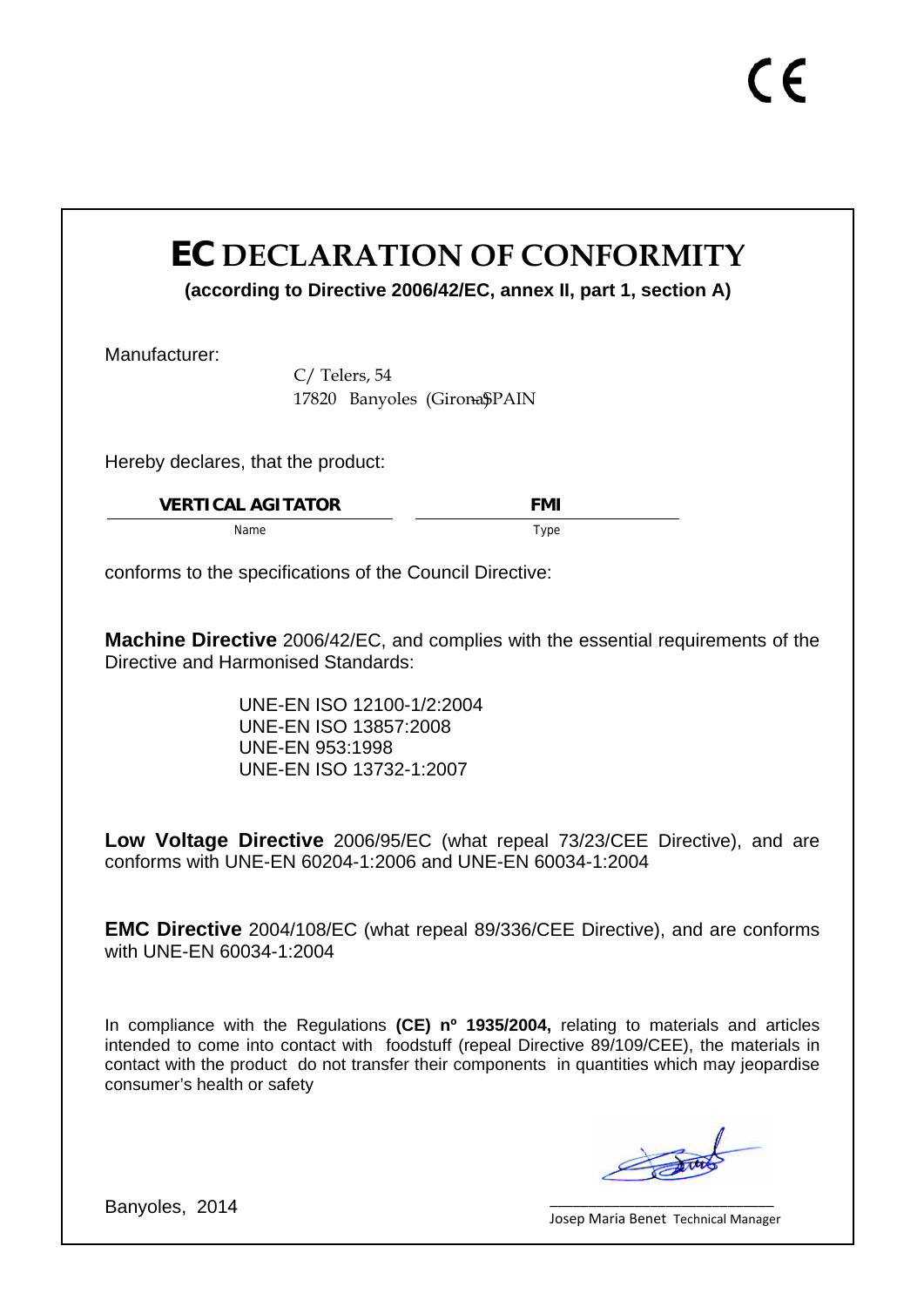CE

# EC DECLARATION OF CONFORMITY

**(according to Directive 2006/42/EC, annex II, part 1, section A)**

Manufacturer:

C/ Telers, 54
17820 Banyoles (Girona) - SPAIN

Hereby declares, that the product:

| **VERTICAL AGITATOR** | **FMI** |
|---|---|
| Name | Type |

conforms to the specifications of the Council Directive:

**Machine Directive** 2006/42/EC, and complies with the essential requirements of the Directive and Harmonised Standards:

UNE-EN ISO 12100-1/2:2004
UNE-EN ISO 13857:2008
UNE-EN 953:1998
UNE-EN ISO 13732-1:2007

**Low Voltage Directive** 2006/95/EC (what repeal 73/23/CEE Directive), and are conforms with UNE-EN 60204-1:2006 and UNE-EN 60034-1:2004

**EMC Directive** 2004/108/EC (what repeal 89/336/CEE Directive), and are conforms with UNE-EN 60034-1:2004

In compliance with the Regulations **(CE) nº 1935/2004,** relating to materials and articles intended to come into contact with foodstuff (repeal Directive 89/109/CEE), the materials in contact with the product do not transfer their components in quantities which may jeopardise consumer's health or safety

Banyoles, 2014

Josep Maria Benet Technical Manager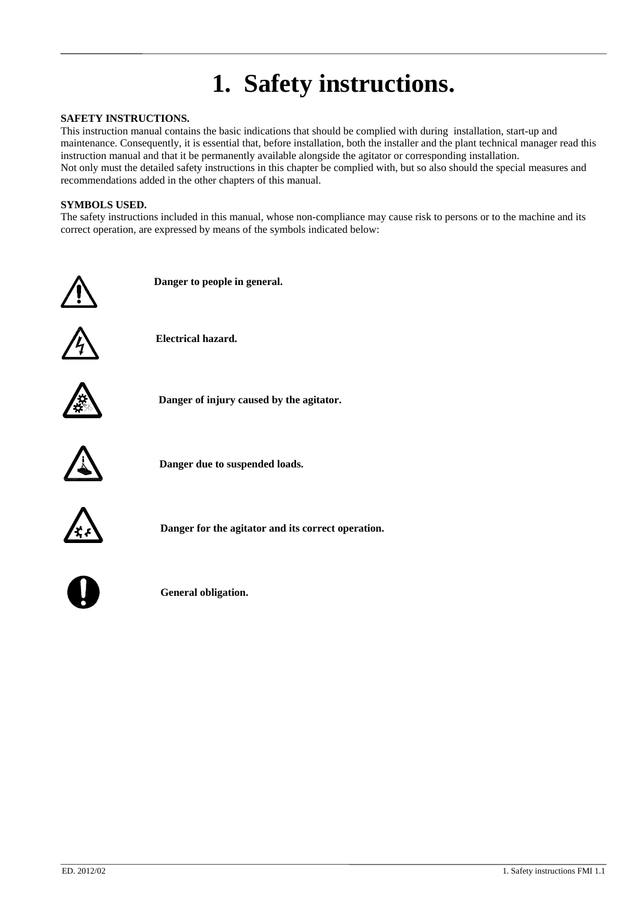# 1. Safety instructions.

**SAFETY INSTRUCTIONS.**

This instruction manual contains the basic indications that should be complied with during installation, start-up and maintenance. Consequently, it is essential that, before installation, both the installer and the plant technical manager read this instruction manual and that it be permanently available alongside the agitator or corresponding installation.

Not only must the detailed safety instructions in this chapter be complied with, but so also should the special measures and recommendations added in the other chapters of this manual.

**SYMBOLS USED.**

The safety instructions included in this manual, whose non-compliance may cause risk to persons or to the machine and its correct operation, are expressed by means of the symbols indicated below:

**Danger to people in general.**

**Electrical hazard.**

**Danger of injury caused by the agitator.**

**Danger due to suspended loads.**

**Danger for the agitator and its correct operation.**

**General obligation.**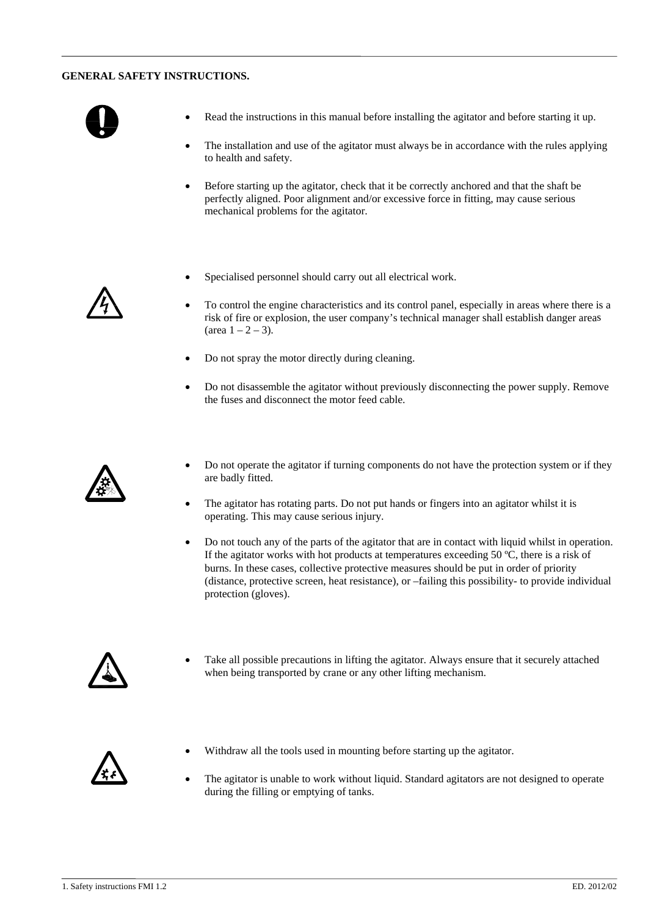**GENERAL SAFETY INSTRUCTIONS.**

- Read the instructions in this manual before installing the agitator and before starting it up.
- The installation and use of the agitator must always be in accordance with the rules applying to health and safety.
- Before starting up the agitator, check that it be correctly anchored and that the shaft be perfectly aligned. Poor alignment and/or excessive force in fitting, may cause serious mechanical problems for the agitator.

- Specialised personnel should carry out all electrical work.
- To control the engine characteristics and its control panel, especially in areas where there is a risk of fire or explosion, the user company's technical manager shall establish danger areas (area 1 – 2 – 3).
- Do not spray the motor directly during cleaning.
- Do not disassemble the agitator without previously disconnecting the power supply. Remove the fuses and disconnect the motor feed cable.

- Do not operate the agitator if turning components do not have the protection system or if they are badly fitted.
- The agitator has rotating parts. Do not put hands or fingers into an agitator whilst it is operating. This may cause serious injury.
- Do not touch any of the parts of the agitator that are in contact with liquid whilst in operation. If the agitator works with hot products at temperatures exceeding 50 ºC, there is a risk of burns. In these cases, collective protective measures should be put in order of priority (distance, protective screen, heat resistance), or –failing this possibility- to provide individual protection (gloves).

- Take all possible precautions in lifting the agitator. Always ensure that it securely attached when being transported by crane or any other lifting mechanism.

- Withdraw all the tools used in mounting before starting up the agitator.
- The agitator is unable to work without liquid. Standard agitators are not designed to operate during the filling or emptying of tanks.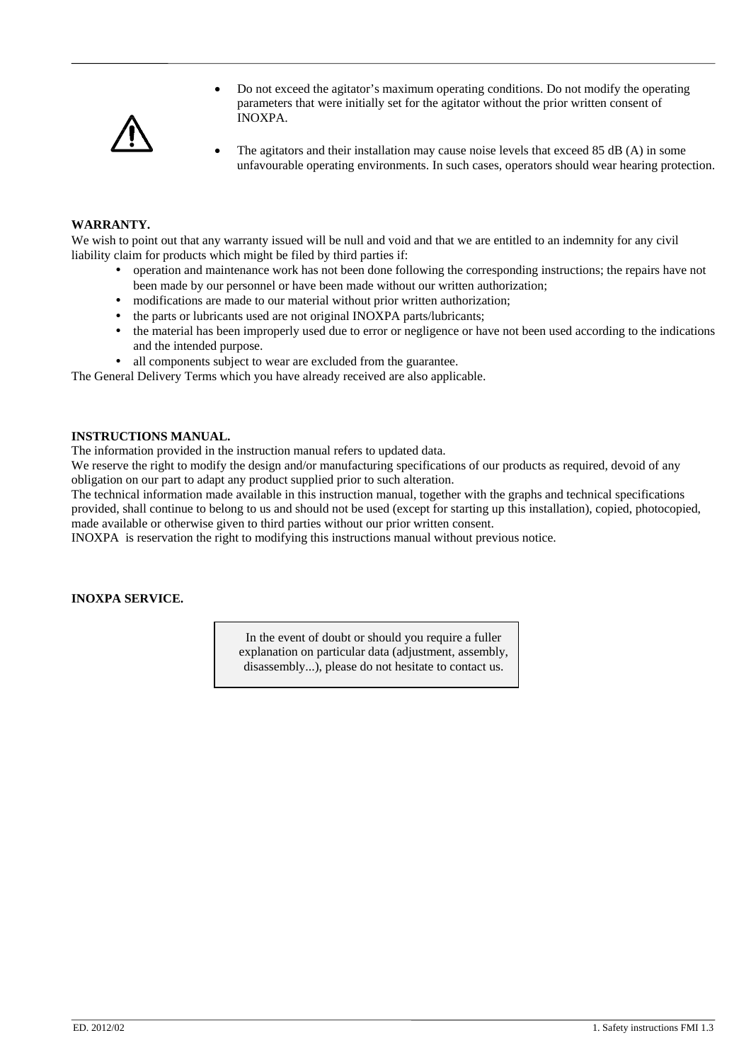- Do not exceed the agitator's maximum operating conditions. Do not modify the operating parameters that were initially set for the agitator without the prior written consent of INOXPA.
- The agitators and their installation may cause noise levels that exceed 85 dB (A) in some unfavourable operating environments. In such cases, operators should wear hearing protection.

**WARRANTY.**

We wish to point out that any warranty issued will be null and void and that we are entitled to an indemnity for any civil liability claim for products which might be filed by third parties if:

- operation and maintenance work has not been done following the corresponding instructions; the repairs have not been made by our personnel or have been made without our written authorization;
- modifications are made to our material without prior written authorization;
- the parts or lubricants used are not original INOXPA parts/lubricants;
- the material has been improperly used due to error or negligence or have not been used according to the indications and the intended purpose.
- all components subject to wear are excluded from the guarantee.

The General Delivery Terms which you have already received are also applicable.

**INSTRUCTIONS MANUAL.**

The information provided in the instruction manual refers to updated data.

We reserve the right to modify the design and/or manufacturing specifications of our products as required, devoid of any obligation on our part to adapt any product supplied prior to such alteration.

The technical information made available in this instruction manual, together with the graphs and technical specifications provided, shall continue to belong to us and should not be used (except for starting up this installation), copied, photocopied, made available or otherwise given to third parties without our prior written consent.

INOXPA is reservation the right to modifying this instructions manual without previous notice.

**INOXPA SERVICE.**

In the event of doubt or should you require a fuller explanation on particular data (adjustment, assembly, disassembly...), please do not hesitate to contact us.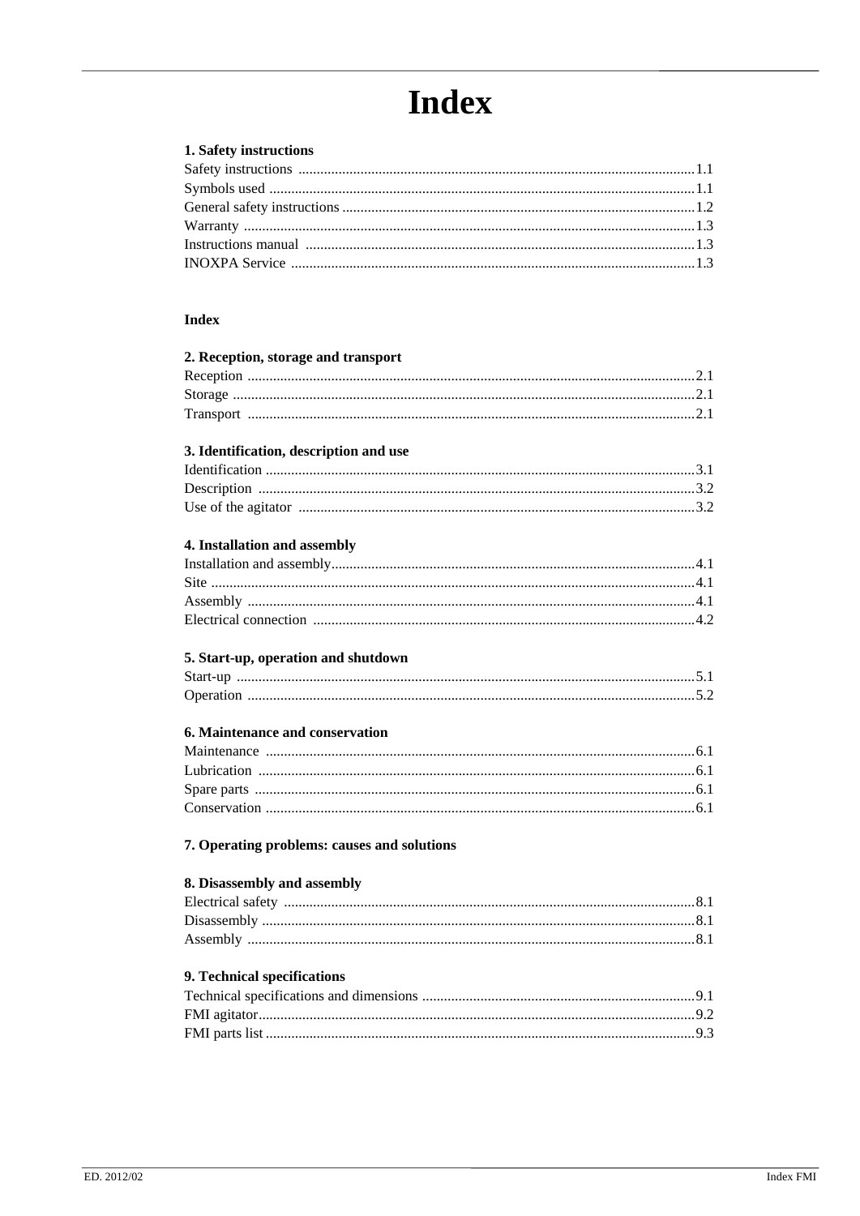# Index

**1. Safety instructions**

Safety instructions ........................................................ 1.1
Symbols used ........................................................ 1.1
General safety instructions ........................................................ 1.2
Warranty ........................................................ 1.3
Instructions manual ........................................................ 1.3
INOXPA Service ........................................................ 1.3

**Index**

**2. Reception, storage and transport**

Reception ........................................................ 2.1
Storage ........................................................ 2.1
Transport ........................................................ 2.1

**3. Identification, description and use**

Identification ........................................................ 3.1
Description ........................................................ 3.2
Use of the agitator ........................................................ 3.2

**4. Installation and assembly**

Installation and assembly ........................................................ 4.1
Site ........................................................ 4.1
Assembly ........................................................ 4.1
Electrical connection ........................................................ 4.2

**5. Start-up, operation and shutdown**

Start-up ........................................................ 5.1
Operation ........................................................ 5.2

**6. Maintenance and conservation**

Maintenance ........................................................ 6.1
Lubrication ........................................................ 6.1
Spare parts ........................................................ 6.1
Conservation ........................................................ 6.1

**7. Operating problems: causes and solutions**

**8. Disassembly and assembly**

Electrical safety ........................................................ 8.1
Disassembly ........................................................ 8.1
Assembly ........................................................ 8.1

**9. Technical specifications**

Technical specifications and dimensions ........................................................ 9.1
FMI agitator ........................................................ 9.2
FMI parts list ........................................................ 9.3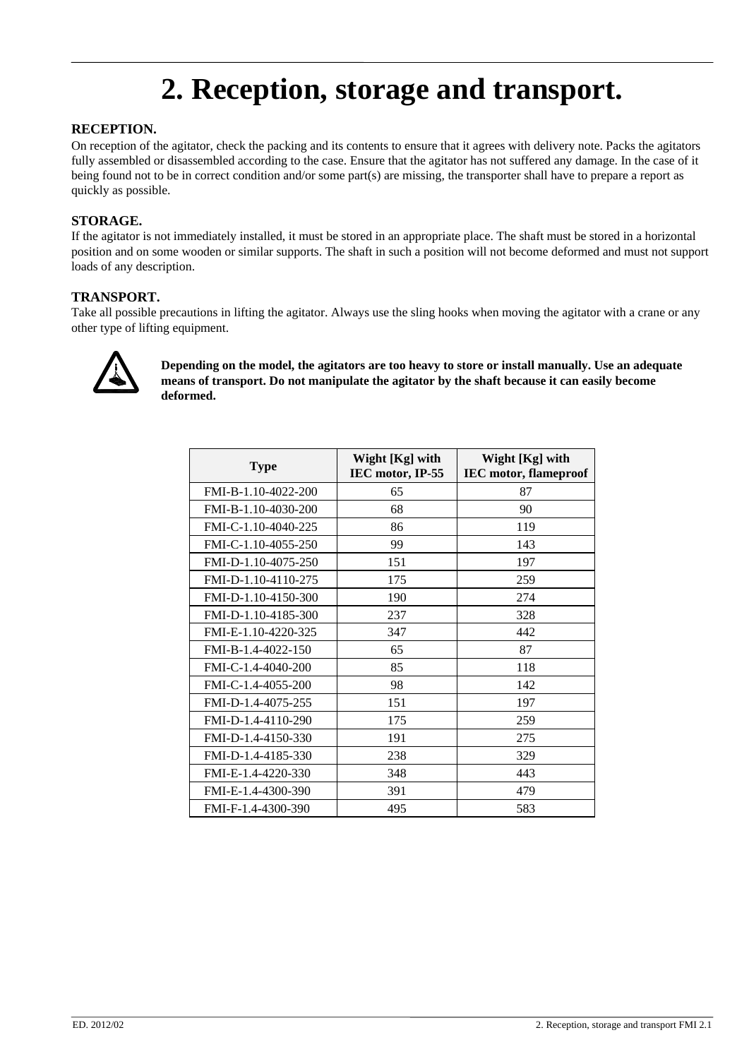# 2. Reception, storage and transport.

**RECEPTION.**

On reception of the agitator, check the packing and its contents to ensure that it agrees with delivery note. Packs the agitators fully assembled or disassembled according to the case. Ensure that the agitator has not suffered any damage. In the case of it being found not to be in correct condition and/or some part(s) are missing, the transporter shall have to prepare a report as quickly as possible.

**STORAGE.**

If the agitator is not immediately installed, it must be stored in an appropriate place. The shaft must be stored in a horizontal position and on some wooden or similar supports. The shaft in such a position will not become deformed and must not support loads of any description.

**TRANSPORT.**

Take all possible precautions in lifting the agitator. Always use the sling hooks when moving the agitator with a crane or any other type of lifting equipment.

**Depending on the model, the agitators are too heavy to store or install manually. Use an adequate means of transport. Do not manipulate the agitator by the shaft because it can easily become deformed.**

| Type | Wight [Kg] with IEC motor, IP-55 | Wight [Kg] with IEC motor, flameproof |
|---|---|---|
| FMI-B-1.10-4022-200 | 65 | 87 |
| FMI-B-1.10-4030-200 | 68 | 90 |
| FMI-C-1.10-4040-225 | 86 | 119 |
| FMI-C-1.10-4055-250 | 99 | 143 |
| FMI-D-1.10-4075-250 | 151 | 197 |
| FMI-D-1.10-4110-275 | 175 | 259 |
| FMI-D-1.10-4150-300 | 190 | 274 |
| FMI-D-1.10-4185-300 | 237 | 328 |
| FMI-E-1.10-4220-325 | 347 | 442 |
| FMI-B-1.4-4022-150 | 65 | 87 |
| FMI-C-1.4-4040-200 | 85 | 118 |
| FMI-C-1.4-4055-200 | 98 | 142 |
| FMI-D-1.4-4075-255 | 151 | 197 |
| FMI-D-1.4-4110-290 | 175 | 259 |
| FMI-D-1.4-4150-330 | 191 | 275 |
| FMI-D-1.4-4185-330 | 238 | 329 |
| FMI-E-1.4-4220-330 | 348 | 443 |
| FMI-E-1.4-4300-390 | 391 | 479 |
| FMI-F-1.4-4300-390 | 495 | 583 |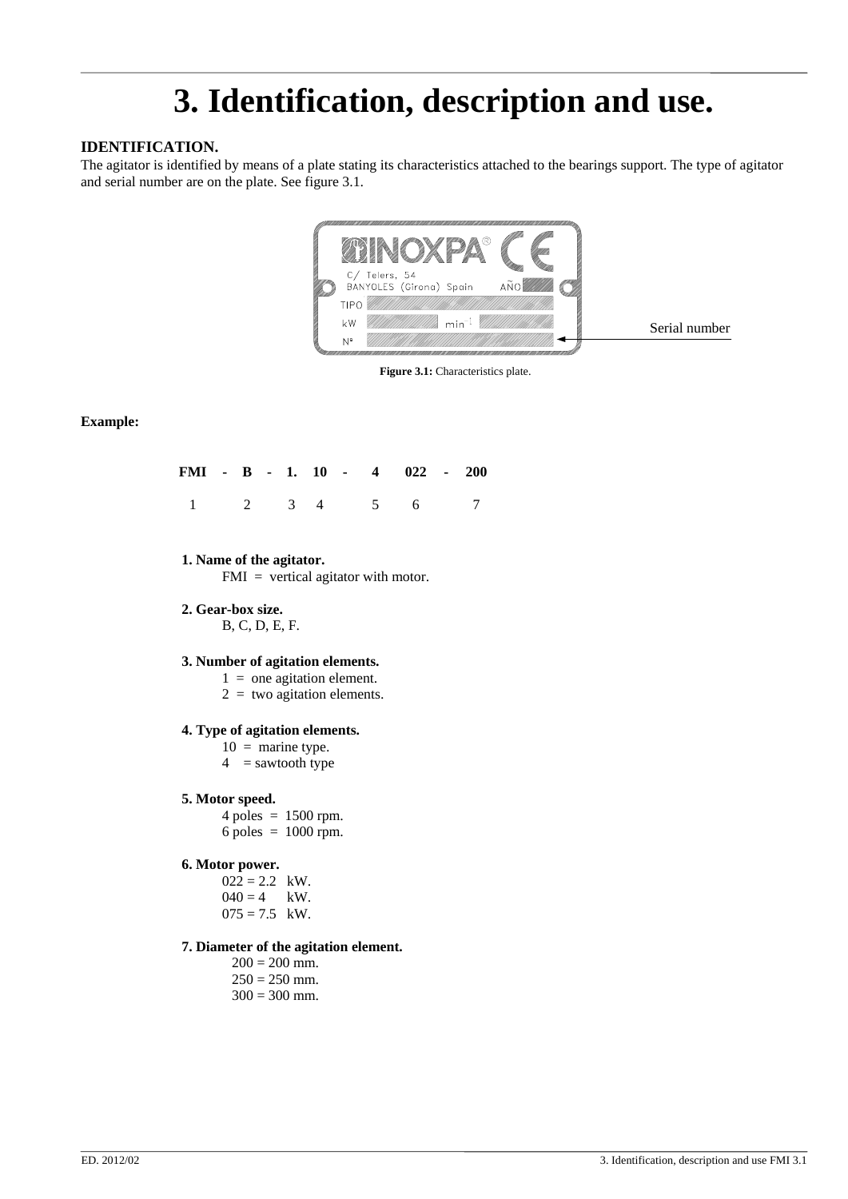# 3. Identification, description and use.

**IDENTIFICATION.**

The agitator is identified by means of a plate stating its characteristics attached to the bearings support. The type of agitator and serial number are on the plate. See figure 3.1.

**Figure 3.1:** Characteristics plate.

**Example:**

| FMI | - | B | - | 1. | 10 | - | 4 | 022 | - | 200 |
|---|---|---|---|---|---|---|---|---|---|---|
| 1 | | 2 | | 3 | 4 | | 5 | 6 | | 7 |

**1. Name of the agitator.**

FMI = vertical agitator with motor.

**2. Gear-box size.**

B, C, D, E, F.

**3. Number of agitation elements.**

1 = one agitation element.
2 = two agitation elements.

**4. Type of agitation elements.**

10 = marine type.
4 = sawtooth type

**5. Motor speed.**

4 poles = 1500 rpm.
6 poles = 1000 rpm.

**6. Motor power.**

022 = 2.2 kW.
040 = 4 kW.
075 = 7.5 kW.

**7. Diameter of the agitation element.**

200 = 200 mm.
250 = 250 mm.
300 = 300 mm.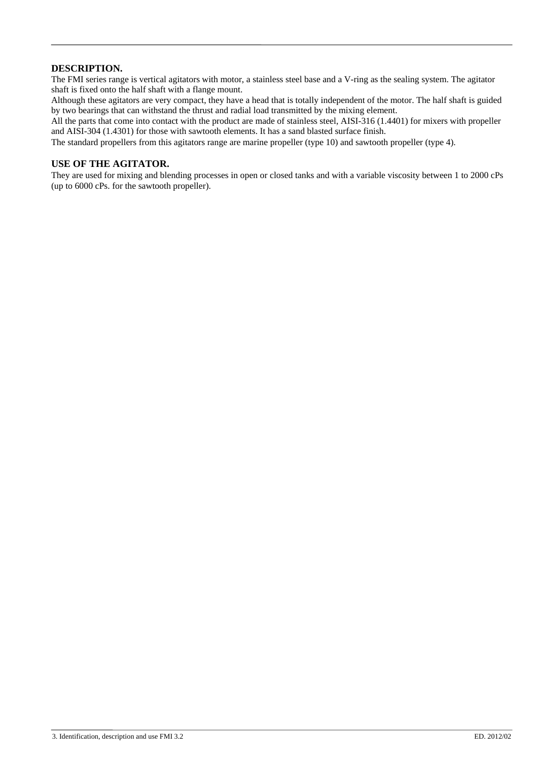## DESCRIPTION.

The FMI series range is vertical agitators with motor, a stainless steel base and a V-ring as the sealing system. The agitator shaft is fixed onto the half shaft with a flange mount.

Although these agitators are very compact, they have a head that is totally independent of the motor. The half shaft is guided by two bearings that can withstand the thrust and radial load transmitted by the mixing element.

All the parts that come into contact with the product are made of stainless steel, AISI-316 (1.4401) for mixers with propeller and AISI-304 (1.4301) for those with sawtooth elements. It has a sand blasted surface finish.

The standard propellers from this agitators range are marine propeller (type 10) and sawtooth propeller (type 4).

## USE OF THE AGITATOR.

They are used for mixing and blending processes in open or closed tanks and with a variable viscosity between 1 to 2000 cPs (up to 6000 cPs. for the sawtooth propeller).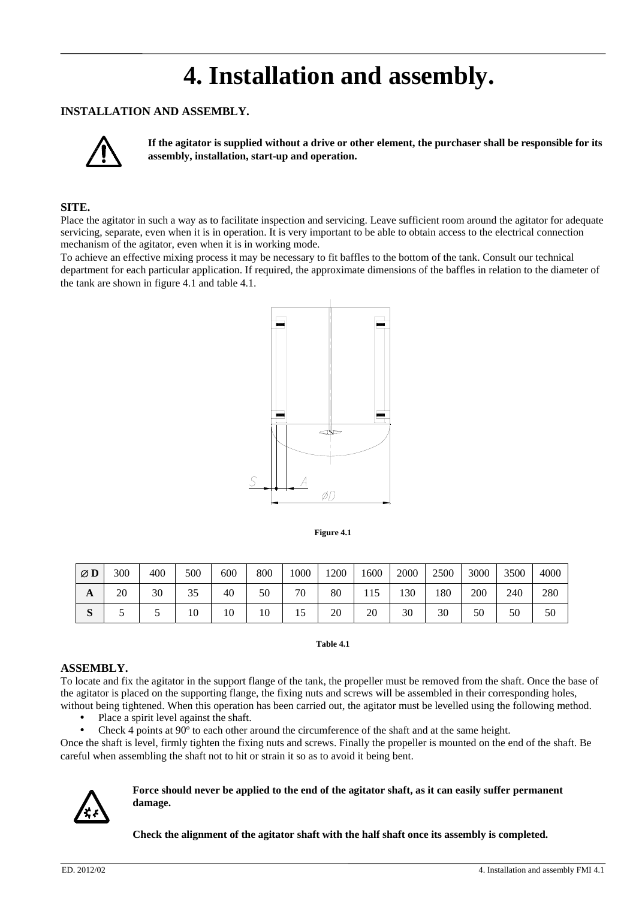# 4. Installation and assembly.

## INSTALLATION AND ASSEMBLY.

**If the agitator is supplied without a drive or other element, the purchaser shall be responsible for its assembly, installation, start-up and operation.**

### SITE.

Place the agitator in such a way as to facilitate inspection and servicing. Leave sufficient room around the agitator for adequate servicing, separate, even when it is in operation. It is very important to be able to obtain access to the electrical connection mechanism of the agitator, even when it is in working mode.

To achieve an effective mixing process it may be necessary to fit baffles to the bottom of the tank. Consult our technical department for each particular application. If required, the approximate dimensions of the baffles in relation to the diameter of the tank are shown in figure 4.1 and table 4.1.

**Figure 4.1**

| **∅ D** | 300 | 400 | 500 | 600 | 800 | 1000 | 1200 | 1600 | 2000 | 2500 | 3000 | 3500 | 4000 |
|---|---|---|---|---|---|---|---|---|---|---|---|---|---|
| **A** | 20 | 30 | 35 | 40 | 50 | 70 | 80 | 115 | 130 | 180 | 200 | 240 | 280 |
| **S** | 5 | 5 | 10 | 10 | 10 | 15 | 20 | 20 | 30 | 30 | 50 | 50 | 50 |

**Table 4.1**

### ASSEMBLY.

To locate and fix the agitator in the support flange of the tank, the propeller must be removed from the shaft. Once the base of the agitator is placed on the supporting flange, the fixing nuts and screws will be assembled in their corresponding holes, without being tightened. When this operation has been carried out, the agitator must be levelled using the following method.

- Place a spirit level against the shaft.
- Check 4 points at 90º to each other around the circumference of the shaft and at the same height.

Once the shaft is level, firmly tighten the fixing nuts and screws. Finally the propeller is mounted on the end of the shaft. Be careful when assembling the shaft not to hit or strain it so as to avoid it being bent.

**Force should never be applied to the end of the agitator shaft, as it can easily suffer permanent damage.**

**Check the alignment of the agitator shaft with the half shaft once its assembly is completed.**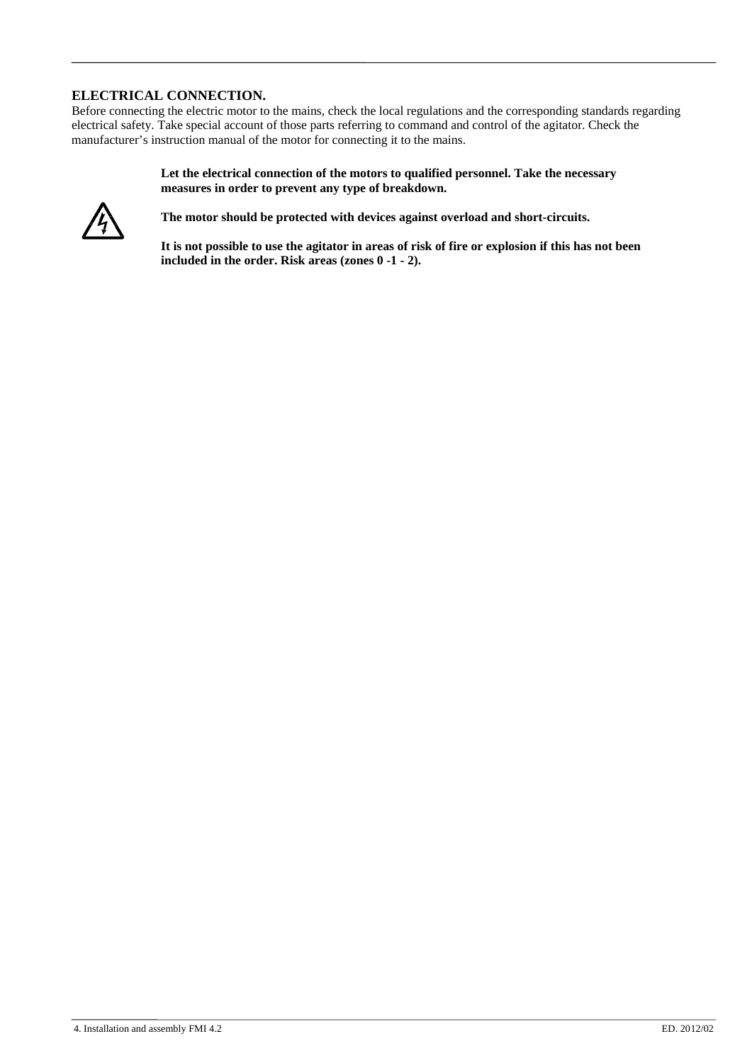## ELECTRICAL CONNECTION.

Before connecting the electric motor to the mains, check the local regulations and the corresponding standards regarding electrical safety. Take special account of those parts referring to command and control of the agitator. Check the manufacturer's instruction manual of the motor for connecting it to the mains.

**Let the electrical connection of the motors to qualified personnel. Take the necessary measures in order to prevent any type of breakdown.**

**The motor should be protected with devices against overload and short-circuits.**

**It is not possible to use the agitator in areas of risk of fire or explosion if this has not been included in the order. Risk areas (zones 0 -1 - 2).**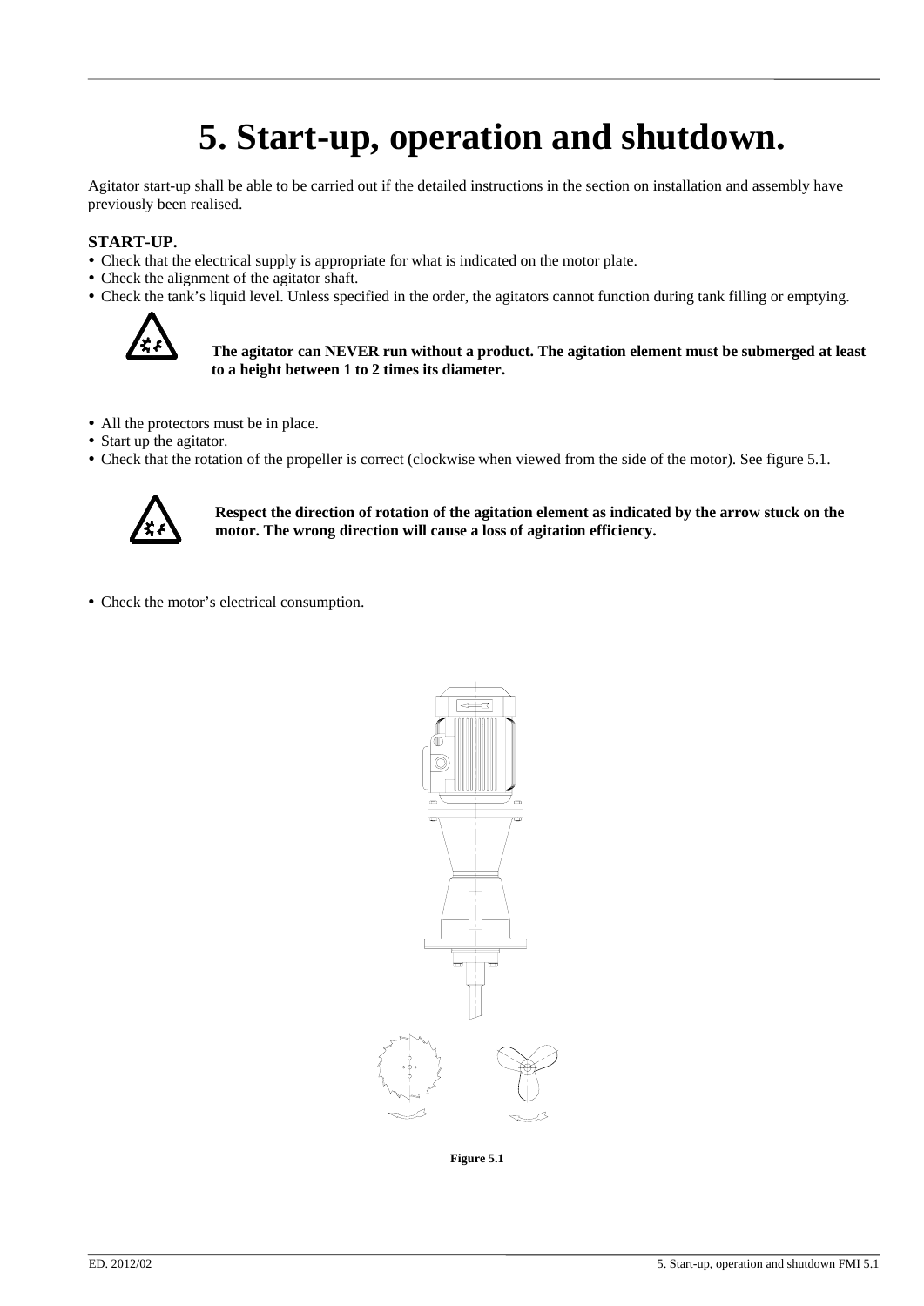# 5. Start-up, operation and shutdown.

Agitator start-up shall be able to be carried out if the detailed instructions in the section on installation and assembly have previously been realised.

**START-UP.**

- Check that the electrical supply is appropriate for what is indicated on the motor plate.
- Check the alignment of the agitator shaft.
- Check the tank's liquid level. Unless specified in the order, the agitators cannot function during tank filling or emptying.

**The agitator can NEVER run without a product. The agitation element must be submerged at least to a height between 1 to 2 times its diameter.**

- All the protectors must be in place.
- Start up the agitator.
- Check that the rotation of the propeller is correct (clockwise when viewed from the side of the motor). See figure 5.1.

**Respect the direction of rotation of the agitation element as indicated by the arrow stuck on the motor. The wrong direction will cause a loss of agitation efficiency.**

- Check the motor's electrical consumption.

**Figure 5.1**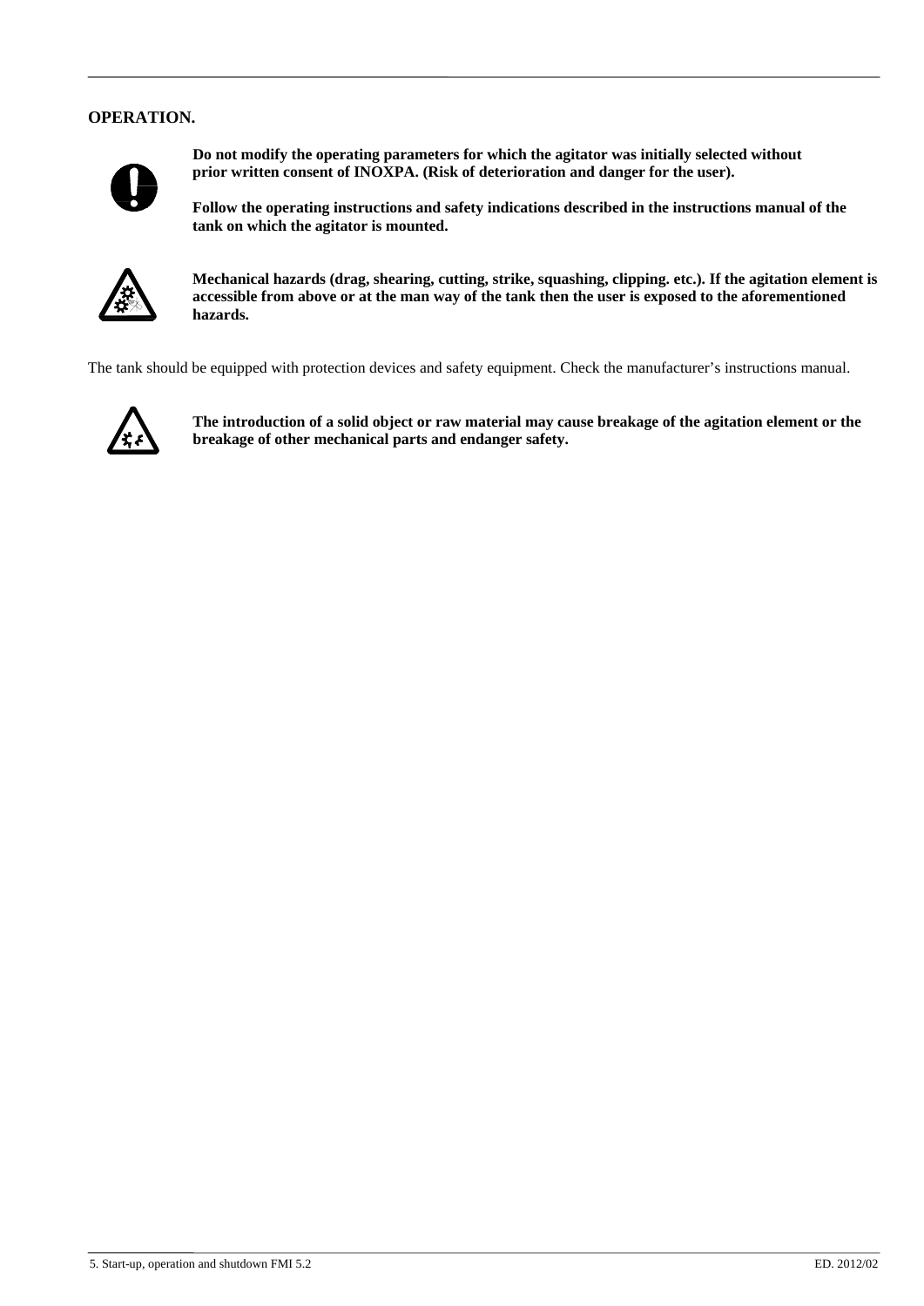**OPERATION.**

**Do not modify the operating parameters for which the agitator was initially selected without prior written consent of INOXPA. (Risk of deterioration and danger for the user).**

**Follow the operating instructions and safety indications described in the instructions manual of the tank on which the agitator is mounted.**

**Mechanical hazards (drag, shearing, cutting, strike, squashing, clipping. etc.). If the agitation element is accessible from above or at the man way of the tank then the user is exposed to the aforementioned hazards.**

The tank should be equipped with protection devices and safety equipment. Check the manufacturer's instructions manual.

**The introduction of a solid object or raw material may cause breakage of the agitation element or the breakage of other mechanical parts and endanger safety.**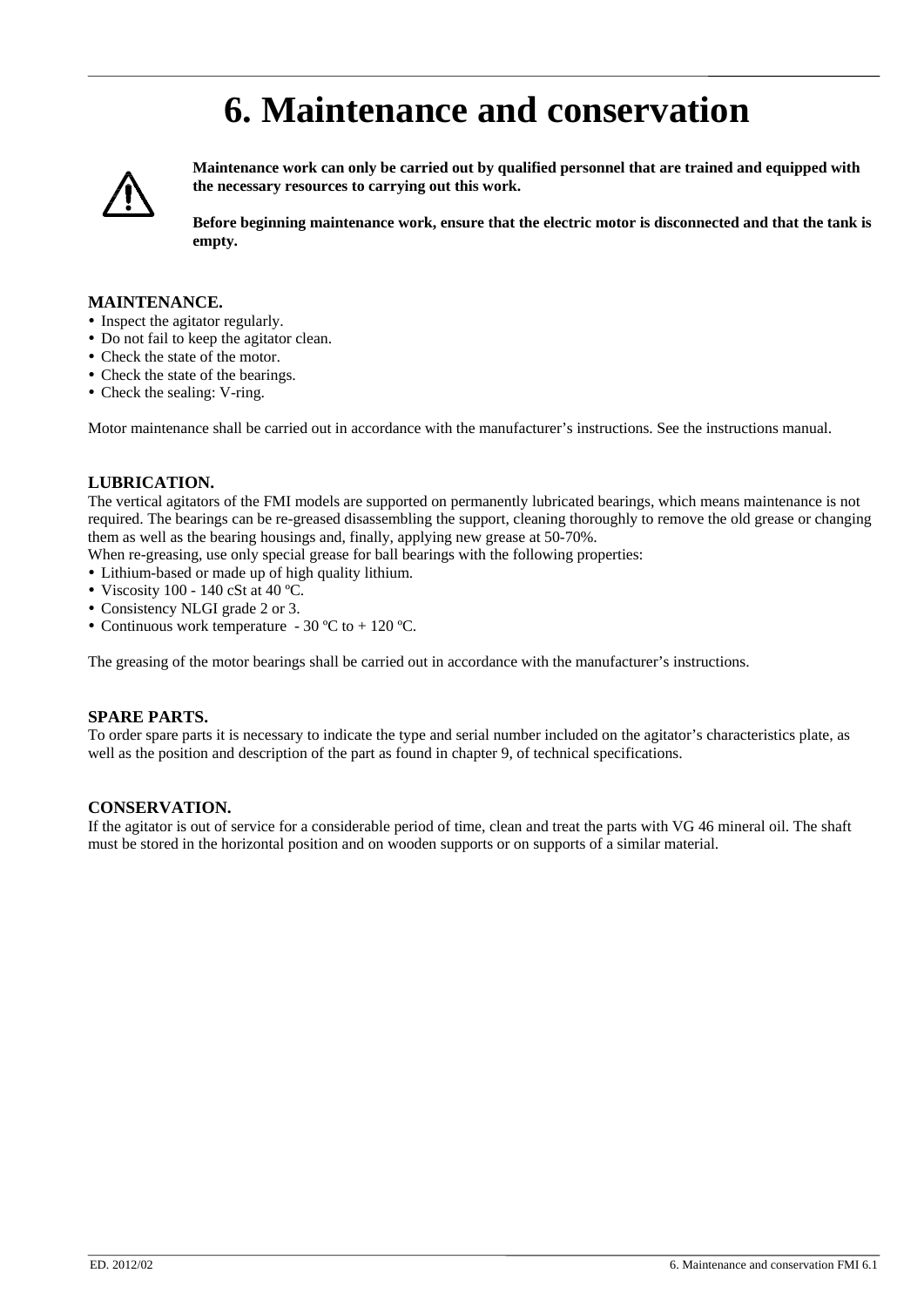# 6. Maintenance and conservation

**Maintenance work can only be carried out by qualified personnel that are trained and equipped with the necessary resources to carrying out this work.**

**Before beginning maintenance work, ensure that the electric motor is disconnected and that the tank is empty.**

## MAINTENANCE.

- Inspect the agitator regularly.
- Do not fail to keep the agitator clean.
- Check the state of the motor.
- Check the state of the bearings.
- Check the sealing: V-ring.

Motor maintenance shall be carried out in accordance with the manufacturer's instructions. See the instructions manual.

## LUBRICATION.

The vertical agitators of the FMI models are supported on permanently lubricated bearings, which means maintenance is not required. The bearings can be re-greased disassembling the support, cleaning thoroughly to remove the old grease or changing them as well as the bearing housings and, finally, applying new grease at 50-70%.
When re-greasing, use only special grease for ball bearings with the following properties:

- Lithium-based or made up of high quality lithium.
- Viscosity 100 - 140 cSt at 40 ºC.
- Consistency NLGI grade 2 or 3.
- Continuous work temperature - 30 ºC to + 120 ºC.

The greasing of the motor bearings shall be carried out in accordance with the manufacturer's instructions.

## SPARE PARTS.

To order spare parts it is necessary to indicate the type and serial number included on the agitator's characteristics plate, as well as the position and description of the part as found in chapter 9, of technical specifications.

## CONSERVATION.

If the agitator is out of service for a considerable period of time, clean and treat the parts with VG 46 mineral oil. The shaft must be stored in the horizontal position and on wooden supports or on supports of a similar material.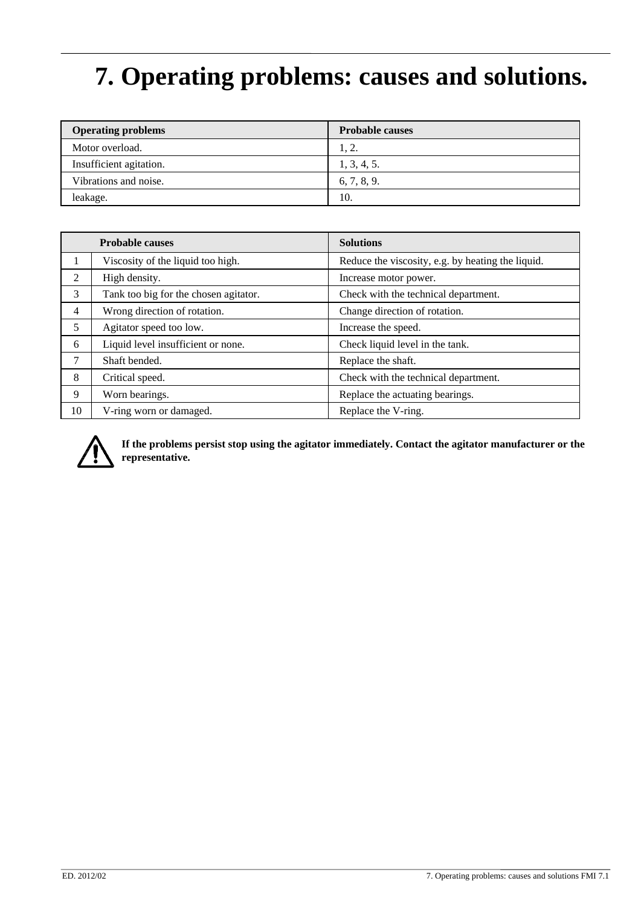# 7. Operating problems: causes and solutions.

| Operating problems | Probable causes |
| --- | --- |
| Motor overload. | 1, 2. |
| Insufficient agitation. | 1, 3, 4, 5. |
| Vibrations and noise. | 6, 7, 8, 9. |
| leakage. | 10. |

| | Probable causes | Solutions |
| --- | --- | --- |
| 1 | Viscosity of the liquid too high. | Reduce the viscosity, e.g. by heating the liquid. |
| 2 | High density. | Increase motor power. |
| 3 | Tank too big for the chosen agitator. | Check with the technical department. |
| 4 | Wrong direction of rotation. | Change direction of rotation. |
| 5 | Agitator speed too low. | Increase the speed. |
| 6 | Liquid level insufficient or none. | Check liquid level in the tank. |
| 7 | Shaft bended. | Replace the shaft. |
| 8 | Critical speed. | Check with the technical department. |
| 9 | Worn bearings. | Replace the actuating bearings. |
| 10 | V-ring worn or damaged. | Replace the V-ring. |

**If the problems persist stop using the agitator immediately. Contact the agitator manufacturer or the representative.**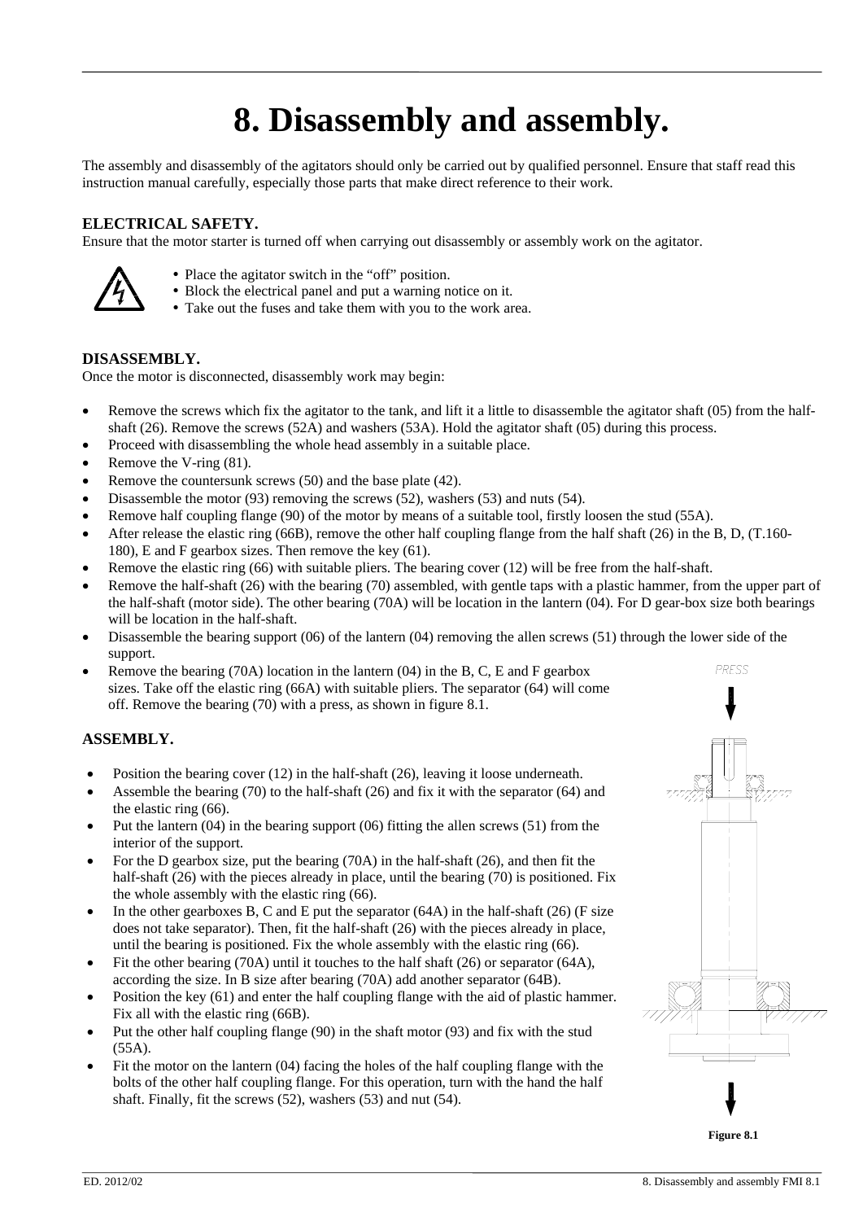# 8. Disassembly and assembly.

The assembly and disassembly of the agitators should only be carried out by qualified personnel. Ensure that staff read this instruction manual carefully, especially those parts that make direct reference to their work.

### ELECTRICAL SAFETY.

Ensure that the motor starter is turned off when carrying out disassembly or assembly work on the agitator.

- Place the agitator switch in the "off" position.
- Block the electrical panel and put a warning notice on it.
- Take out the fuses and take them with you to the work area.

### DISASSEMBLY.

Once the motor is disconnected, disassembly work may begin:

- Remove the screws which fix the agitator to the tank, and lift it a little to disassemble the agitator shaft (05) from the half-shaft (26). Remove the screws (52A) and washers (53A). Hold the agitator shaft (05) during this process.
- Proceed with disassembling the whole head assembly in a suitable place.
- Remove the V-ring (81).
- Remove the countersunk screws (50) and the base plate (42).
- Disassemble the motor (93) removing the screws (52), washers (53) and nuts (54).
- Remove half coupling flange (90) of the motor by means of a suitable tool, firstly loosen the stud (55A).
- After release the elastic ring (66B), remove the other half coupling flange from the half shaft (26) in the B, D, (T.160-180), E and F gearbox sizes. Then remove the key (61).
- Remove the elastic ring (66) with suitable pliers. The bearing cover (12) will be free from the half-shaft.
- Remove the half-shaft (26) with the bearing (70) assembled, with gentle taps with a plastic hammer, from the upper part of the half-shaft (motor side). The other bearing (70A) will be location in the lantern (04). For D gear-box size both bearings will be location in the half-shaft.
- Disassemble the bearing support (06) of the lantern (04) removing the allen screws (51) through the lower side of the support.
- Remove the bearing (70A) location in the lantern (04) in the B, C, E and F gearbox sizes. Take off the elastic ring (66A) with suitable pliers. The separator (64) will come off. Remove the bearing (70) with a press, as shown in figure 8.1.

### ASSEMBLY.

- Position the bearing cover (12) in the half-shaft (26), leaving it loose underneath.
- Assemble the bearing (70) to the half-shaft (26) and fix it with the separator (64) and the elastic ring (66).
- Put the lantern (04) in the bearing support (06) fitting the allen screws (51) from the interior of the support.
- For the D gearbox size, put the bearing (70A) in the half-shaft (26), and then fit the half-shaft (26) with the pieces already in place, until the bearing (70) is positioned. Fix the whole assembly with the elastic ring (66).
- In the other gearboxes B, C and E put the separator (64A) in the half-shaft (26) (F size does not take separator). Then, fit the half-shaft (26) with the pieces already in place, until the bearing is positioned. Fix the whole assembly with the elastic ring (66).
- Fit the other bearing (70A) until it touches to the half shaft (26) or separator (64A), according the size. In B size after bearing (70A) add another separator (64B).
- Position the key (61) and enter the half coupling flange with the aid of plastic hammer. Fix all with the elastic ring (66B).
- Put the other half coupling flange (90) in the shaft motor (93) and fix with the stud (55A).
- Fit the motor on the lantern (04) facing the holes of the half coupling flange with the bolts of the other half coupling flange. For this operation, turn with the hand the half shaft. Finally, fit the screws (52), washers (53) and nut (54).

PRESS

**Figure 8.1**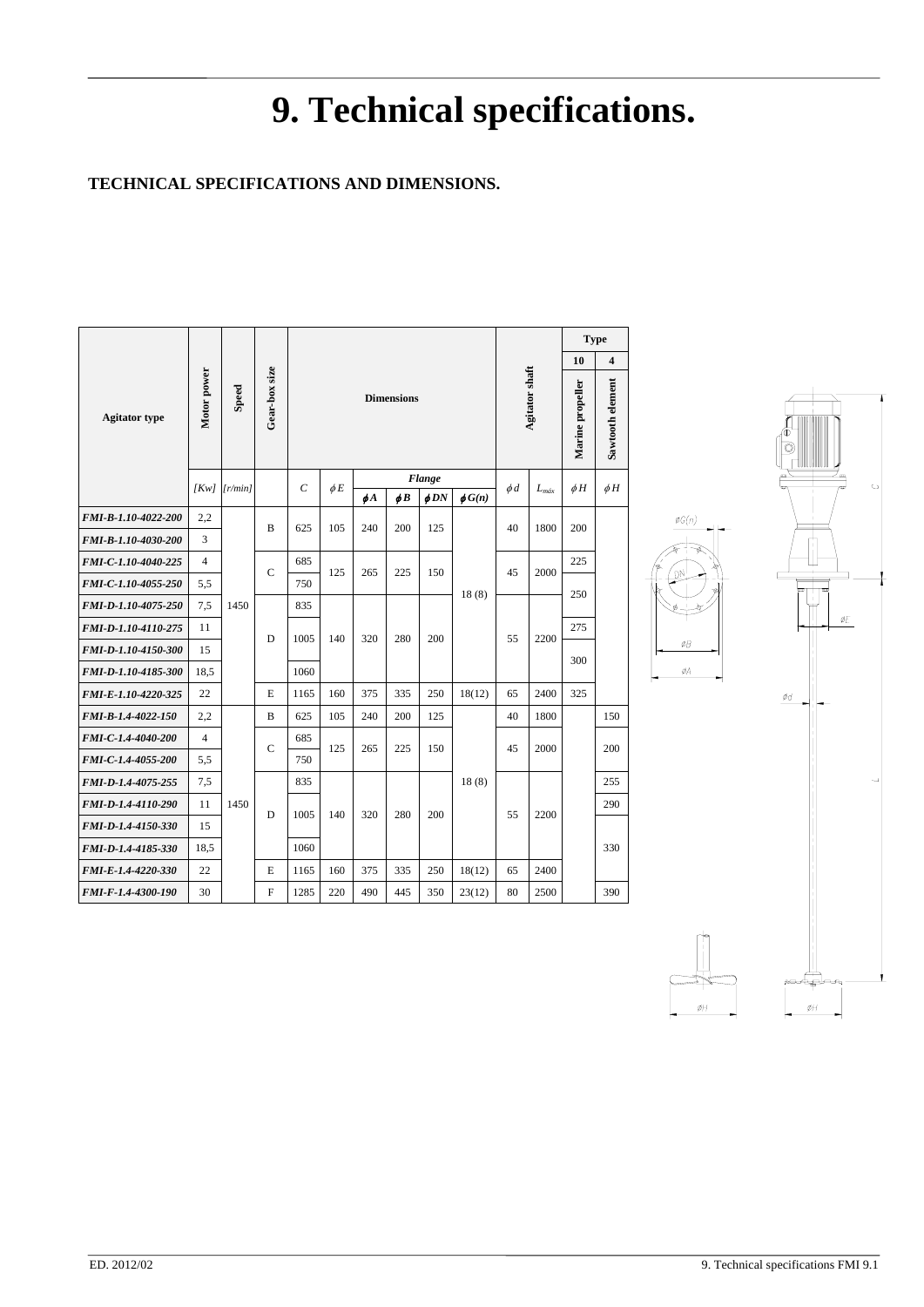# 9. Technical specifications.

## TECHNICAL SPECIFICATIONS AND DIMENSIONS.

| Agitator type | Motor power | Speed | Gear-box size | Dimensions | | | | | | Agitator shaft | | Type 10 Marine propeller | Type 4 Sawtooth element |
|---|---|---|---|---|---|---|---|---|---|---|---|---|---|
| | | | | | | Flange | | | | | | | |
| | [Kw] | [r/min] | | $C$ | $\phi E$ | $\phi A$ | $\phi B$ | $\phi DN$ | $\phi G(n)$ | $\phi d$ | $L_{máx}$ | $\phi H$ | $\phi H$ |
| *FMI-B-1.10-4022-200* | 2,2 | 1450 | B | 625 | 105 | 240 | 200 | 125 | 18 (8) | 40 | 1800 | 200 | |
| *FMI-B-1.10-4030-200* | 3 | 1450 | B | 625 | 105 | 240 | 200 | 125 | 18 (8) | 40 | 1800 | 200 | |
| *FMI-C-1.10-4040-225* | 4 | 1450 | C | 685 | 125 | 265 | 225 | 150 | 18 (8) | 45 | 2000 | 225 | |
| *FMI-C-1.10-4055-250* | 5,5 | 1450 | C | 750 | 125 | 265 | 225 | 150 | 18 (8) | 45 | 2000 | 250 | |
| *FMI-D-1.10-4075-250* | 7,5 | 1450 | D | 835 | 140 | 320 | 280 | 200 | 18 (8) | 55 | 2200 | 250 | |
| *FMI-D-1.10-4110-275* | 11 | 1450 | D | 1005 | 140 | 320 | 280 | 200 | 18 (8) | 55 | 2200 | 275 | |
| *FMI-D-1.10-4150-300* | 15 | 1450 | D | 1005 | 140 | 320 | 280 | 200 | 18 (8) | 55 | 2200 | 300 | |
| *FMI-D-1.10-4185-300* | 18,5 | 1450 | D | 1060 | 140 | 320 | 280 | 200 | 18 (8) | 55 | 2200 | 300 | |
| *FMI-E-1.10-4220-325* | 22 | 1450 | E | 1165 | 160 | 375 | 335 | 250 | 18(12) | 65 | 2400 | 325 | |
| *FMI-B-1.4-4022-150* | 2,2 | 1450 | B | 625 | 105 | 240 | 200 | 125 | 18 (8) | 40 | 1800 | | 150 |
| *FMI-C-1.4-4040-200* | 4 | 1450 | C | 685 | 125 | 265 | 225 | 150 | 18 (8) | 45 | 2000 | | 200 |
| *FMI-C-1.4-4055-200* | 5,5 | 1450 | C | 750 | 125 | 265 | 225 | 150 | 18 (8) | 45 | 2000 | | 200 |
| *FMI-D-1.4-4075-255* | 7,5 | 1450 | D | 835 | 140 | 320 | 280 | 200 | 18 (8) | 55 | 2200 | | 255 |
| *FMI-D-1.4-4110-290* | 11 | 1450 | D | 1005 | 140 | 320 | 280 | 200 | 18 (8) | 55 | 2200 | | 290 |
| *FMI-D-1.4-4150-330* | 15 | 1450 | D | 1005 | 140 | 320 | 280 | 200 | 18 (8) | 55 | 2200 | | 330 |
| *FMI-D-1.4-4185-330* | 18,5 | 1450 | D | 1060 | 140 | 320 | 280 | 200 | 18 (8) | 55 | 2200 | | 330 |
| *FMI-E-1.4-4220-330* | 22 | 1450 | E | 1165 | 160 | 375 | 335 | 250 | 18(12) | 65 | 2400 | | 330 |
| *FMI-F-1.4-4300-190* | 30 | 1450 | F | 1285 | 220 | 490 | 445 | 350 | 23(12) | 80 | 2500 | | 390 |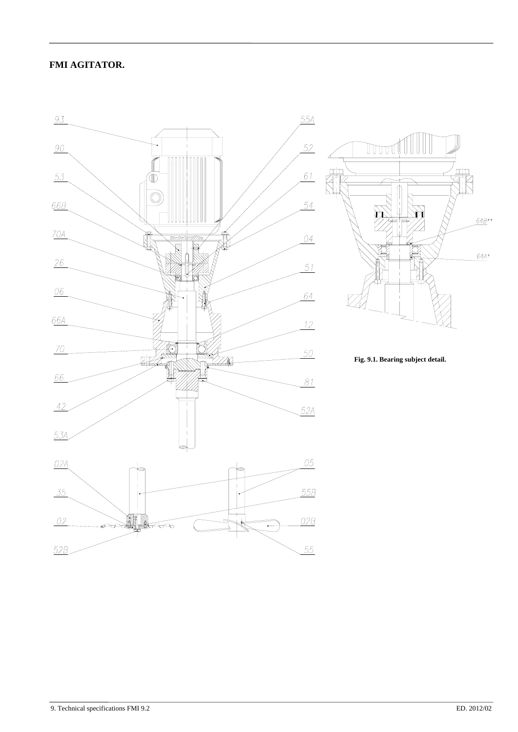# FMI AGITATOR.

93

90

53

66B

70A

26

06

66A

70

66

42

53A

02A

35

02

52B

55A

52

61

54

04

51

64

12

50

81

52A

05

55B

02B

55

64B**

64A*

**Fig. 9.1. Bearing subject detail.**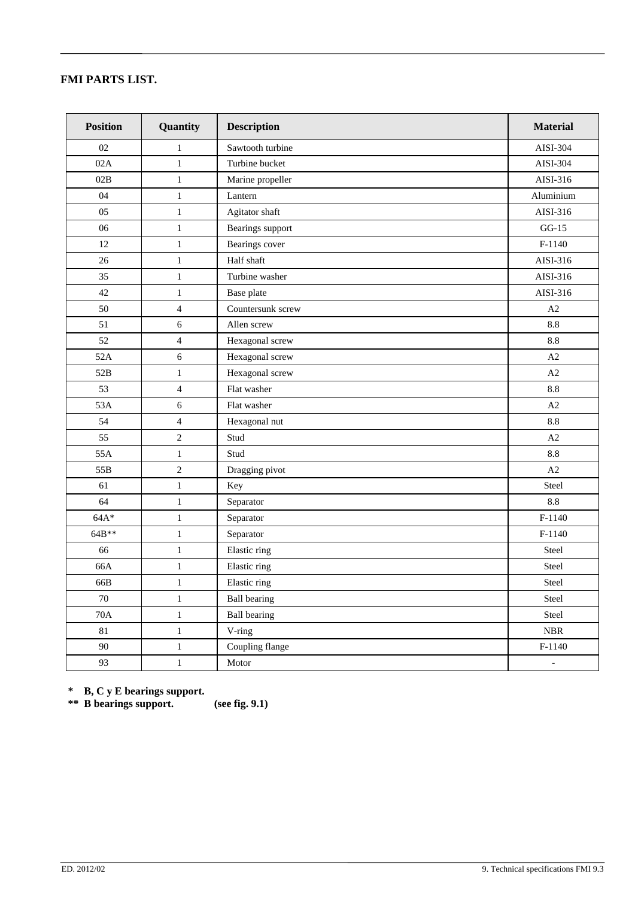## FMI PARTS LIST.

| Position | Quantity | Description | Material |
|---|---|---|---|
| 02 | 1 | Sawtooth turbine | AISI-304 |
| 02A | 1 | Turbine bucket | AISI-304 |
| 02B | 1 | Marine propeller | AISI-316 |
| 04 | 1 | Lantern | Aluminium |
| 05 | 1 | Agitator shaft | AISI-316 |
| 06 | 1 | Bearings support | GG-15 |
| 12 | 1 | Bearings cover | F-1140 |
| 26 | 1 | Half shaft | AISI-316 |
| 35 | 1 | Turbine washer | AISI-316 |
| 42 | 1 | Base plate | AISI-316 |
| 50 | 4 | Countersunk screw | A2 |
| 51 | 6 | Allen screw | 8.8 |
| 52 | 4 | Hexagonal screw | 8.8 |
| 52A | 6 | Hexagonal screw | A2 |
| 52B | 1 | Hexagonal screw | A2 |
| 53 | 4 | Flat washer | 8.8 |
| 53A | 6 | Flat washer | A2 |
| 54 | 4 | Hexagonal nut | 8.8 |
| 55 | 2 | Stud | A2 |
| 55A | 1 | Stud | 8.8 |
| 55B | 2 | Dragging pivot | A2 |
| 61 | 1 | Key | Steel |
| 64 | 1 | Separator | 8.8 |
| 64A* | 1 | Separator | F-1140 |
| 64B** | 1 | Separator | F-1140 |
| 66 | 1 | Elastic ring | Steel |
| 66A | 1 | Elastic ring | Steel |
| 66B | 1 | Elastic ring | Steel |
| 70 | 1 | Ball bearing | Steel |
| 70A | 1 | Ball bearing | Steel |
| 81 | 1 | V-ring | NBR |
| 90 | 1 | Coupling flange | F-1140 |
| 93 | 1 | Motor | - |

**\* B, C y E bearings support.**
**\*\* B bearings support. (see fig. 9.1)**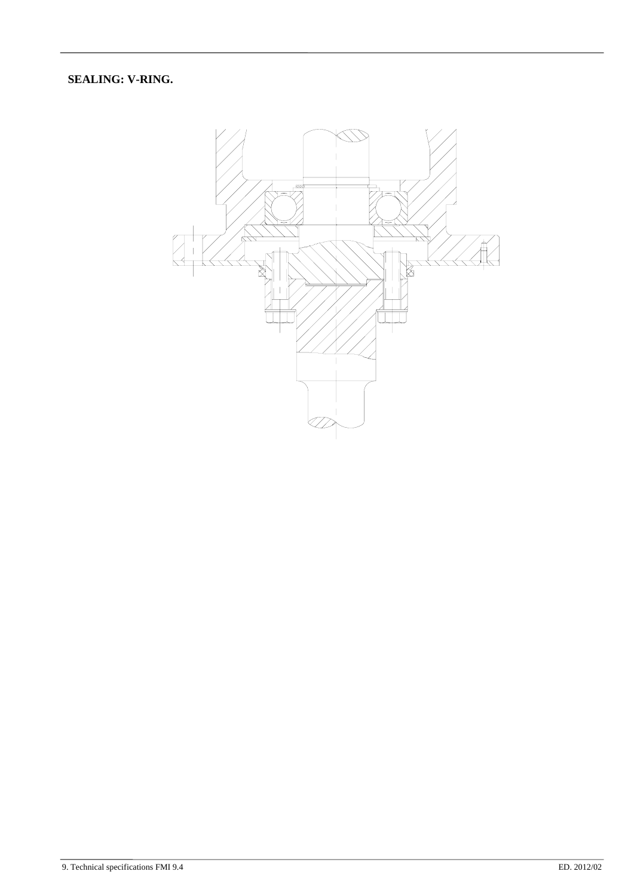## SEALING: V-RING.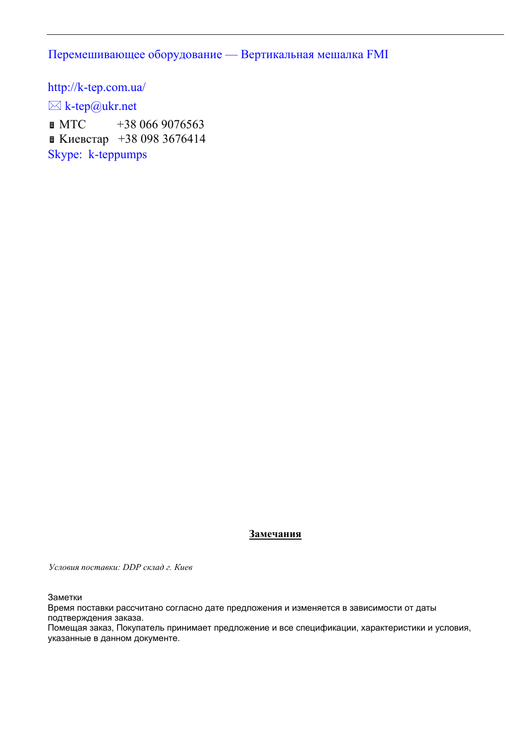Перемешивающее оборудование — Вертикальная мешалка FMI

http://k-tep.com.ua/

✉ k-tep@ukr.net

МТС +38 066 9076563

Киевстар +38 098 3676414

Skype: k-teppumps

**Замечания**

*Условия поставки: DDP склад г. Киев*

Заметки

Время поставки рассчитано согласно дате предложения и изменяется в зависимости от даты подтверждения заказа.

Помещая заказ, Покупатель принимает предложение и все спецификации, характеристики и условия, указанные в данном документе.